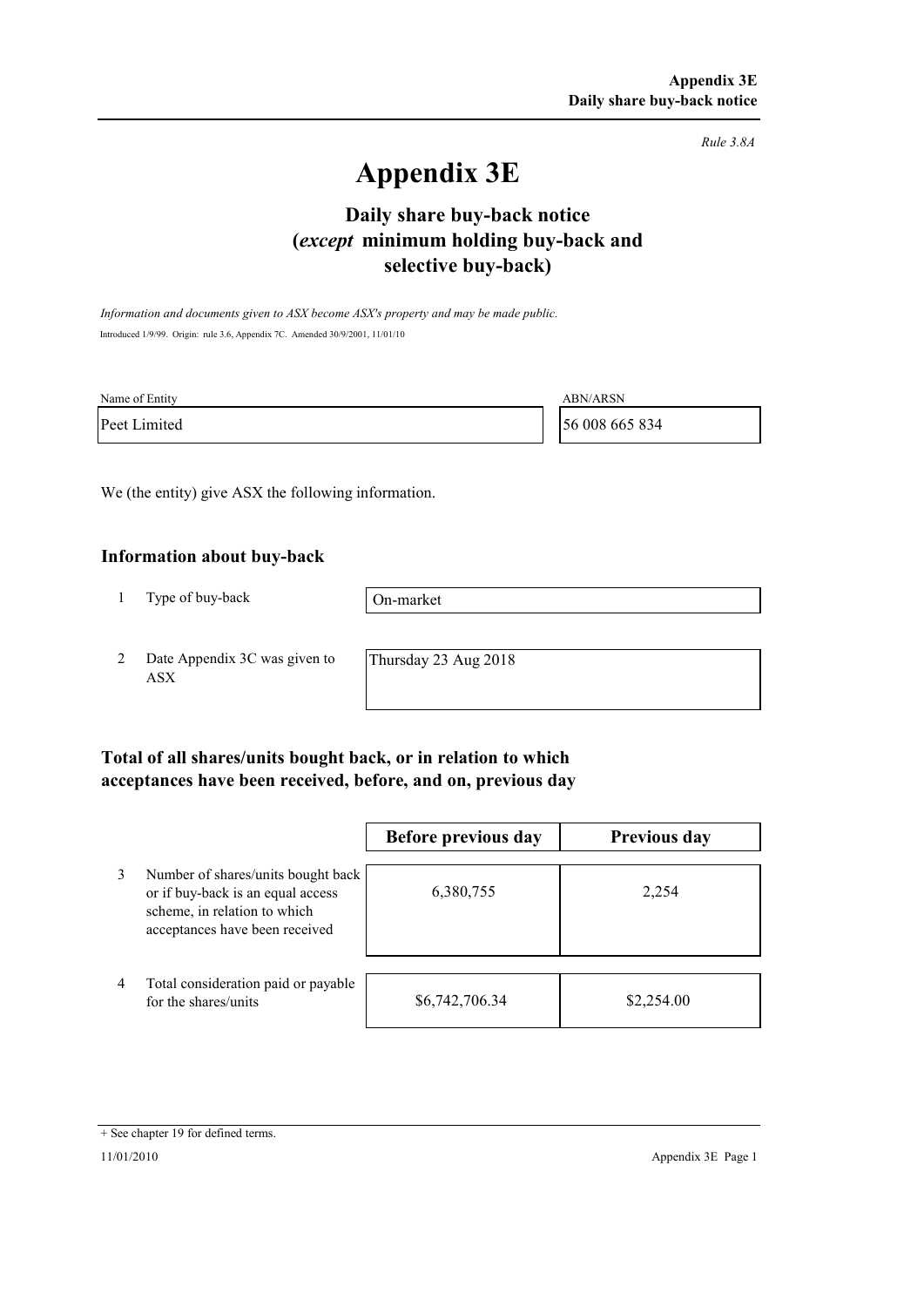*Rule 3.8A*

# Appendix 3E

## Daily share buy-back notice (*except* minimum holding buy-back and selective buy-back)

*Information and documents given to ASX become ASX's property and may be made public.*

Introduced 1/9/99. Origin: rule 3.6, Appendix 7C. Amended 30/9/2001, 11/01/10

| Name of Entity | ABN/ARSN |
|---|---|
| Peet Limited | 56 008 665 834 |

We (the entity) give ASX the following information.

### Information about buy-back

| | | |
|---|---|---|
| 1 | Type of buy-back | On-market |
| 2 | Date Appendix 3C was given to ASX | Thursday 23 Aug 2018 |

### Total of all shares/units bought back, or in relation to which acceptances have been received, before, and on, previous day

| | | Before previous day | Previous day |
|---|---|---|---|
| 3 | Number of shares/units bought back or if buy-back is an equal access scheme, in relation to which acceptances have been received | 6,380,755 | 2,254 |
| 4 | Total consideration paid or payable for the shares/units | $6,742,706.34 | $2,254.00 |

+ See chapter 19 for defined terms.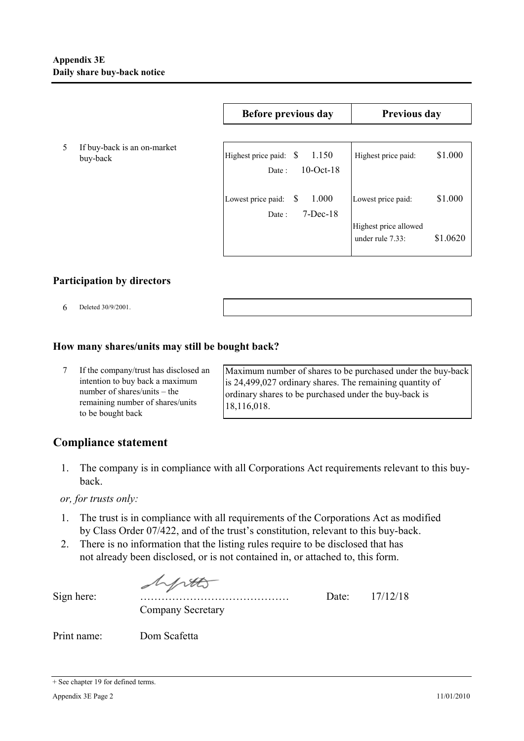**Appendix 3E**
**Daily share buy-back notice**

| | | Before previous day | Previous day |
|---|---|---|---|
| 5 | If buy-back is an on-market buy-back | Highest price paid: $ 1.150<br>Date : 10-Oct-18<br><br>Lowest price paid: $ 1.000<br>Date : 7-Dec-18 | Highest price paid: $1.000<br><br>Lowest price paid: $1.000<br><br>Highest price allowed under rule 7.33: $1.0620 |

## Participation by directors

| | | |
|---|---|---|
| 6 | Deleted 30/9/2001. | |

## How many shares/units may still be bought back?

| | | |
|---|---|---|
| 7 | If the company/trust has disclosed an intention to buy back a maximum number of shares/units – the remaining number of shares/units to be bought back | Maximum number of shares to be purchased under the buy-back is 24,499,027 ordinary shares. The remaining quantity of ordinary shares to be purchased under the buy-back is 18,116,018. |

## Compliance statement

1. The company is in compliance with all Corporations Act requirements relevant to this buy-back.

*or, for trusts only:*

1. The trust is in compliance with all requirements of the Corporations Act as modified by Class Order 07/422, and of the trust's constitution, relevant to this buy-back.
2. There is no information that the listing rules require to be disclosed that has not already been disclosed, or is not contained in, or attached to, this form.

Sign here: …………………………………… Date: 17/12/18
Company Secretary

Print name: Dom Scafetta

+ See chapter 19 for defined terms.